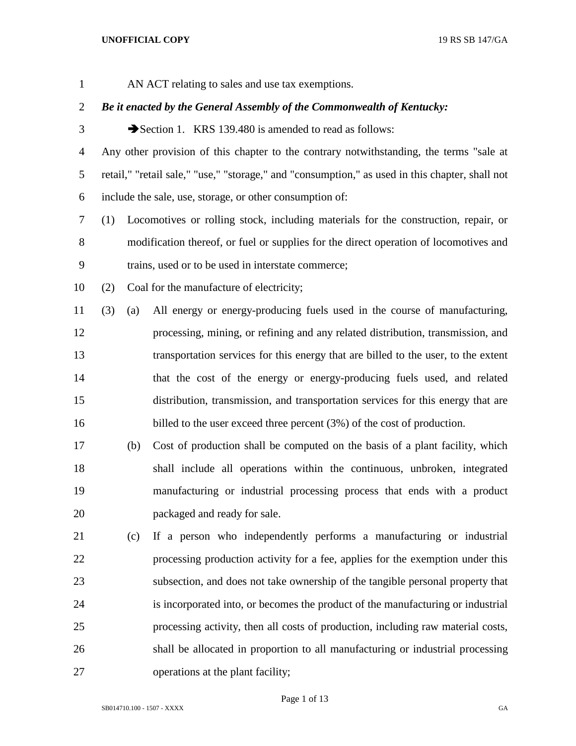AN ACT relating to sales and use tax exemptions.

***Be it enacted by the General Assembly of the Commonwealth of Kentucky:***

➔Section 1. KRS 139.480 is amended to read as follows:

Any other provision of this chapter to the contrary notwithstanding, the terms "sale at retail," "retail sale," "use," "storage," and "consumption," as used in this chapter, shall not include the sale, use, storage, or other consumption of:

(1) Locomotives or rolling stock, including materials for the construction, repair, or modification thereof, or fuel or supplies for the direct operation of locomotives and trains, used or to be used in interstate commerce;

(2) Coal for the manufacture of electricity;

(3) (a) All energy or energy-producing fuels used in the course of manufacturing, processing, mining, or refining and any related distribution, transmission, and transportation services for this energy that are billed to the user, to the extent that the cost of the energy or energy-producing fuels used, and related distribution, transmission, and transportation services for this energy that are billed to the user exceed three percent (3%) of the cost of production.

(b) Cost of production shall be computed on the basis of a plant facility, which shall include all operations within the continuous, unbroken, integrated manufacturing or industrial processing process that ends with a product packaged and ready for sale.

(c) If a person who independently performs a manufacturing or industrial processing production activity for a fee, applies for the exemption under this subsection, and does not take ownership of the tangible personal property that is incorporated into, or becomes the product of the manufacturing or industrial processing activity, then all costs of production, including raw material costs, shall be allocated in proportion to all manufacturing or industrial processing operations at the plant facility;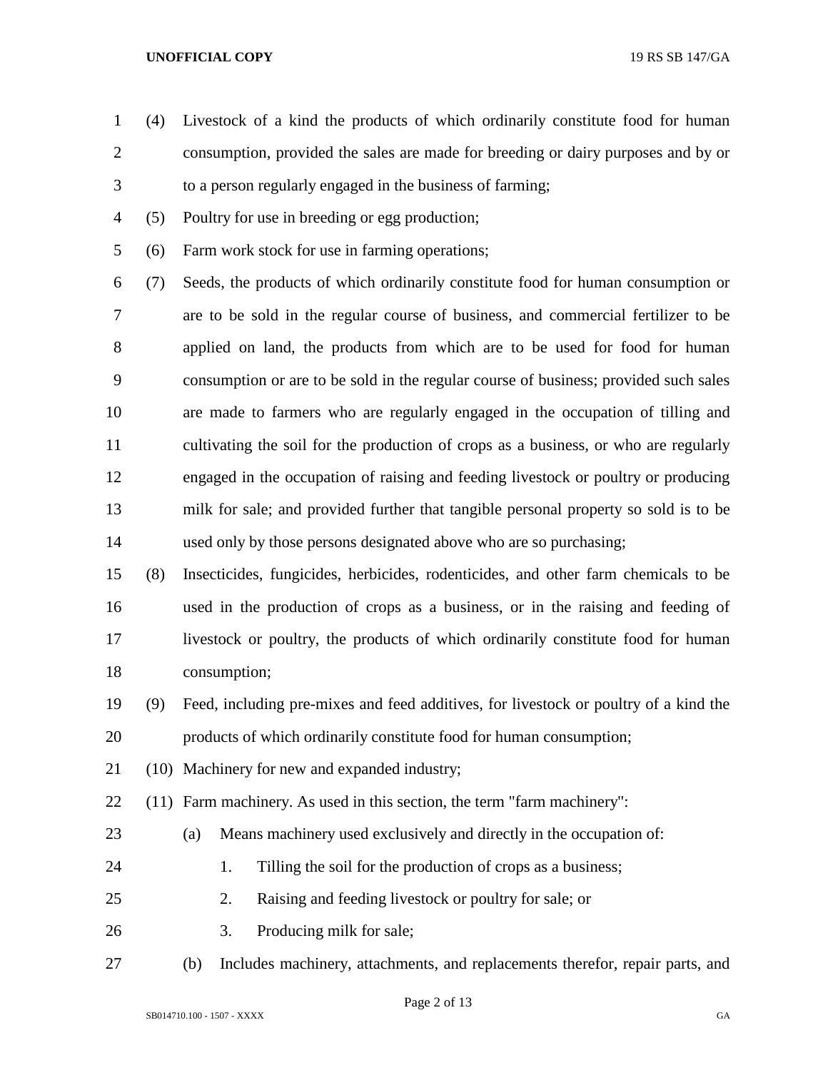(4) Livestock of a kind the products of which ordinarily constitute food for human consumption, provided the sales are made for breeding or dairy purposes and by or to a person regularly engaged in the business of farming;

(5) Poultry for use in breeding or egg production;

(6) Farm work stock for use in farming operations;

(7) Seeds, the products of which ordinarily constitute food for human consumption or are to be sold in the regular course of business, and commercial fertilizer to be applied on land, the products from which are to be used for food for human consumption or are to be sold in the regular course of business; provided such sales are made to farmers who are regularly engaged in the occupation of tilling and cultivating the soil for the production of crops as a business, or who are regularly engaged in the occupation of raising and feeding livestock or poultry or producing milk for sale; and provided further that tangible personal property so sold is to be used only by those persons designated above who are so purchasing;

(8) Insecticides, fungicides, herbicides, rodenticides, and other farm chemicals to be used in the production of crops as a business, or in the raising and feeding of livestock or poultry, the products of which ordinarily constitute food for human consumption;

(9) Feed, including pre-mixes and feed additives, for livestock or poultry of a kind the products of which ordinarily constitute food for human consumption;

(10) Machinery for new and expanded industry;

(11) Farm machinery. As used in this section, the term "farm machinery":

(a) Means machinery used exclusively and directly in the occupation of:

1. Tilling the soil for the production of crops as a business;

2. Raising and feeding livestock or poultry for sale; or

3. Producing milk for sale;

(b) Includes machinery, attachments, and replacements therefor, repair parts, and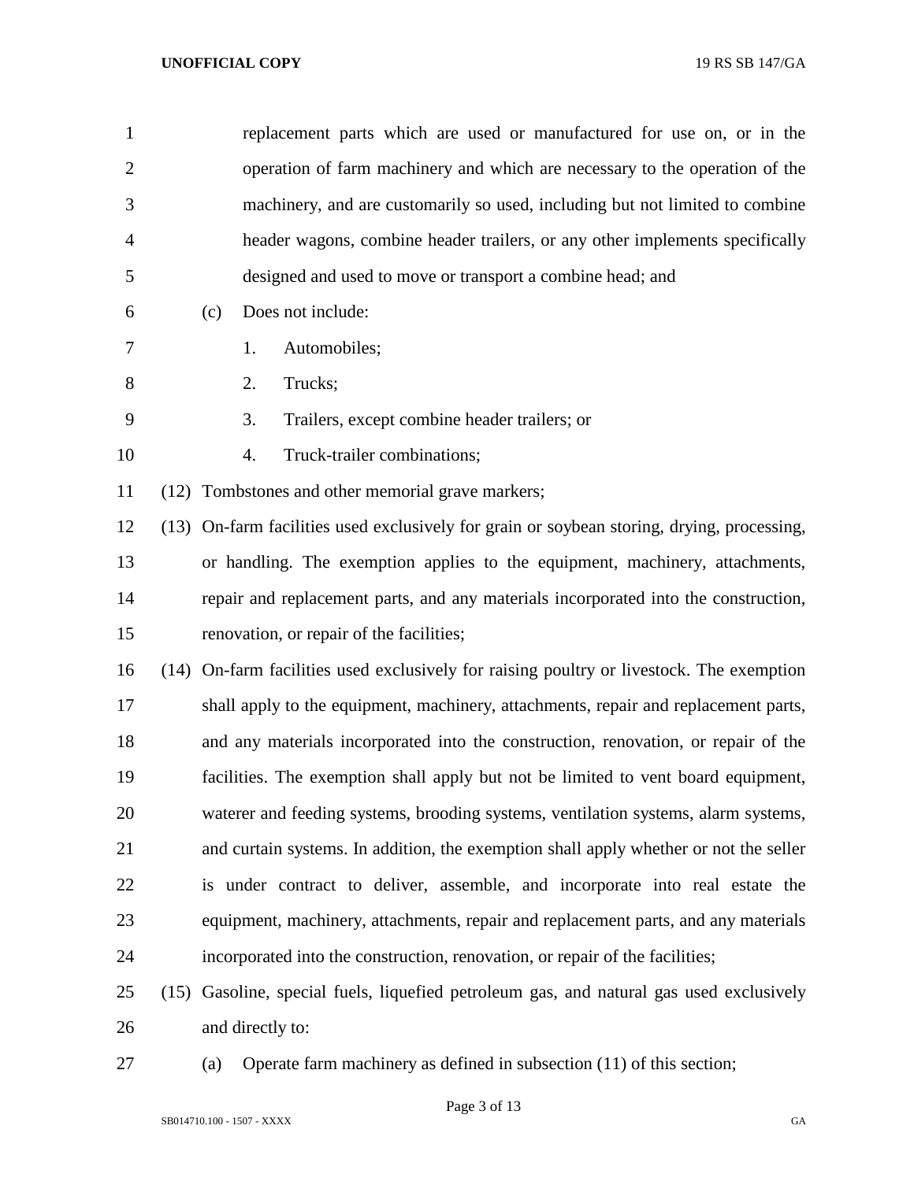replacement parts which are used or manufactured for use on, or in the operation of farm machinery and which are necessary to the operation of the machinery, and are customarily so used, including but not limited to combine header wagons, combine header trailers, or any other implements specifically designed and used to move or transport a combine head; and

(c) Does not include:

1. Automobiles;
2. Trucks;
3. Trailers, except combine header trailers; or
4. Truck-trailer combinations;

(12) Tombstones and other memorial grave markers;

(13) On-farm facilities used exclusively for grain or soybean storing, drying, processing, or handling. The exemption applies to the equipment, machinery, attachments, repair and replacement parts, and any materials incorporated into the construction, renovation, or repair of the facilities;

(14) On-farm facilities used exclusively for raising poultry or livestock. The exemption shall apply to the equipment, machinery, attachments, repair and replacement parts, and any materials incorporated into the construction, renovation, or repair of the facilities. The exemption shall apply but not be limited to vent board equipment, waterer and feeding systems, brooding systems, ventilation systems, alarm systems, and curtain systems. In addition, the exemption shall apply whether or not the seller is under contract to deliver, assemble, and incorporate into real estate the equipment, machinery, attachments, repair and replacement parts, and any materials incorporated into the construction, renovation, or repair of the facilities;

(15) Gasoline, special fuels, liquefied petroleum gas, and natural gas used exclusively and directly to:

(a) Operate farm machinery as defined in subsection (11) of this section;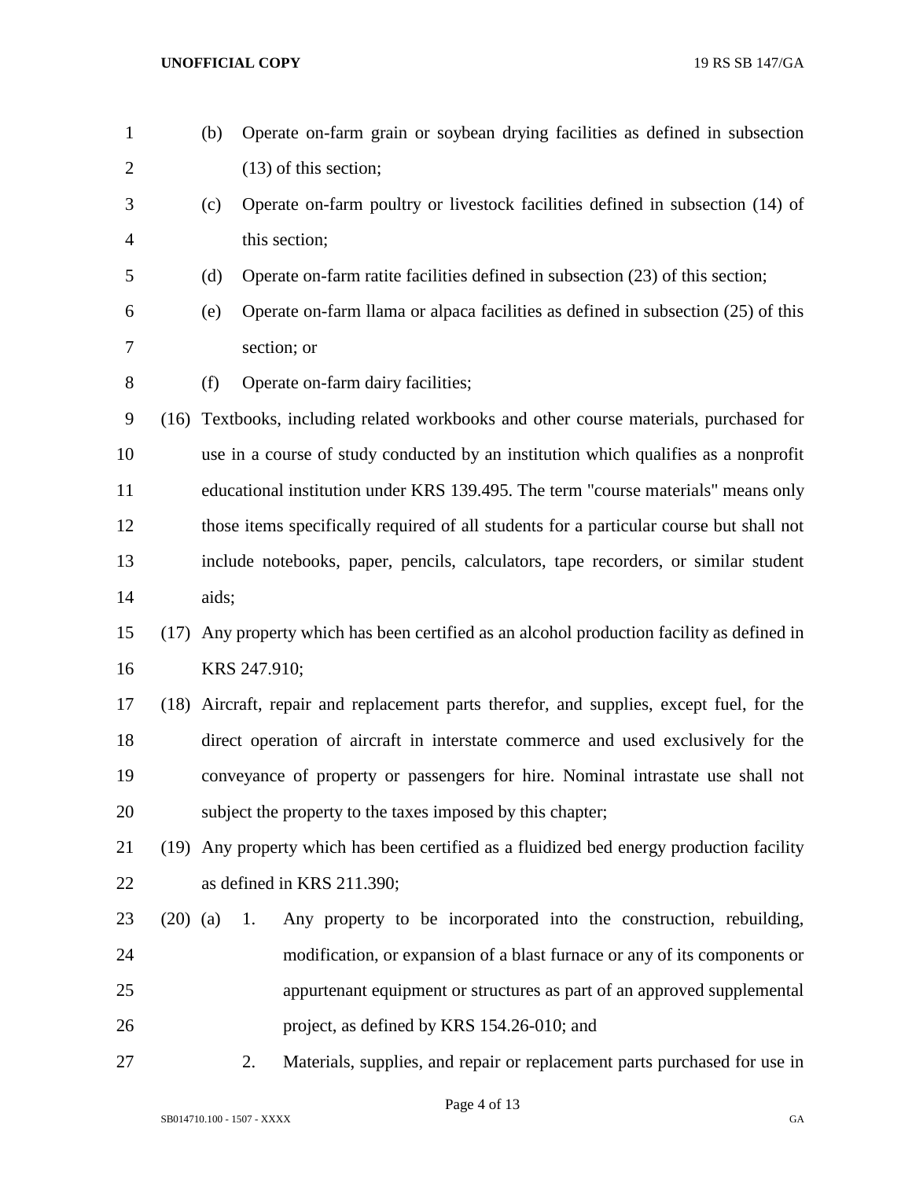(b) Operate on-farm grain or soybean drying facilities as defined in subsection (13) of this section;

(c) Operate on-farm poultry or livestock facilities defined in subsection (14) of this section;

(d) Operate on-farm ratite facilities defined in subsection (23) of this section;

(e) Operate on-farm llama or alpaca facilities as defined in subsection (25) of this section; or

(f) Operate on-farm dairy facilities;

(16) Textbooks, including related workbooks and other course materials, purchased for use in a course of study conducted by an institution which qualifies as a nonprofit educational institution under KRS 139.495. The term "course materials" means only those items specifically required of all students for a particular course but shall not include notebooks, paper, pencils, calculators, tape recorders, or similar student aids;

(17) Any property which has been certified as an alcohol production facility as defined in KRS 247.910;

(18) Aircraft, repair and replacement parts therefor, and supplies, except fuel, for the direct operation of aircraft in interstate commerce and used exclusively for the conveyance of property or passengers for hire. Nominal intrastate use shall not subject the property to the taxes imposed by this chapter;

(19) Any property which has been certified as a fluidized bed energy production facility as defined in KRS 211.390;

(20) (a) 1. Any property to be incorporated into the construction, rebuilding, modification, or expansion of a blast furnace or any of its components or appurtenant equipment or structures as part of an approved supplemental project, as defined by KRS 154.26-010; and

2. Materials, supplies, and repair or replacement parts purchased for use in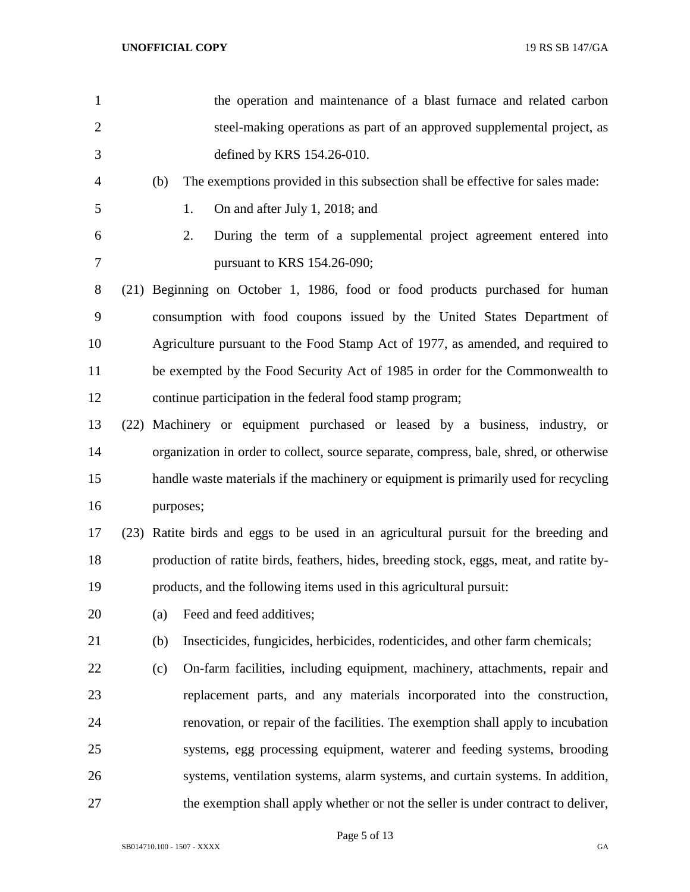the operation and maintenance of a blast furnace and related carbon steel-making operations as part of an approved supplemental project, as defined by KRS 154.26-010.

(b) The exemptions provided in this subsection shall be effective for sales made:

1. On and after July 1, 2018; and

2. During the term of a supplemental project agreement entered into pursuant to KRS 154.26-090;

(21) Beginning on October 1, 1986, food or food products purchased for human consumption with food coupons issued by the United States Department of Agriculture pursuant to the Food Stamp Act of 1977, as amended, and required to be exempted by the Food Security Act of 1985 in order for the Commonwealth to continue participation in the federal food stamp program;

(22) Machinery or equipment purchased or leased by a business, industry, or organization in order to collect, source separate, compress, bale, shred, or otherwise handle waste materials if the machinery or equipment is primarily used for recycling purposes;

(23) Ratite birds and eggs to be used in an agricultural pursuit for the breeding and production of ratite birds, feathers, hides, breeding stock, eggs, meat, and ratite by-products, and the following items used in this agricultural pursuit:

(a) Feed and feed additives;

(b) Insecticides, fungicides, herbicides, rodenticides, and other farm chemicals;

(c) On-farm facilities, including equipment, machinery, attachments, repair and replacement parts, and any materials incorporated into the construction, renovation, or repair of the facilities. The exemption shall apply to incubation systems, egg processing equipment, waterer and feeding systems, brooding systems, ventilation systems, alarm systems, and curtain systems. In addition, the exemption shall apply whether or not the seller is under contract to deliver,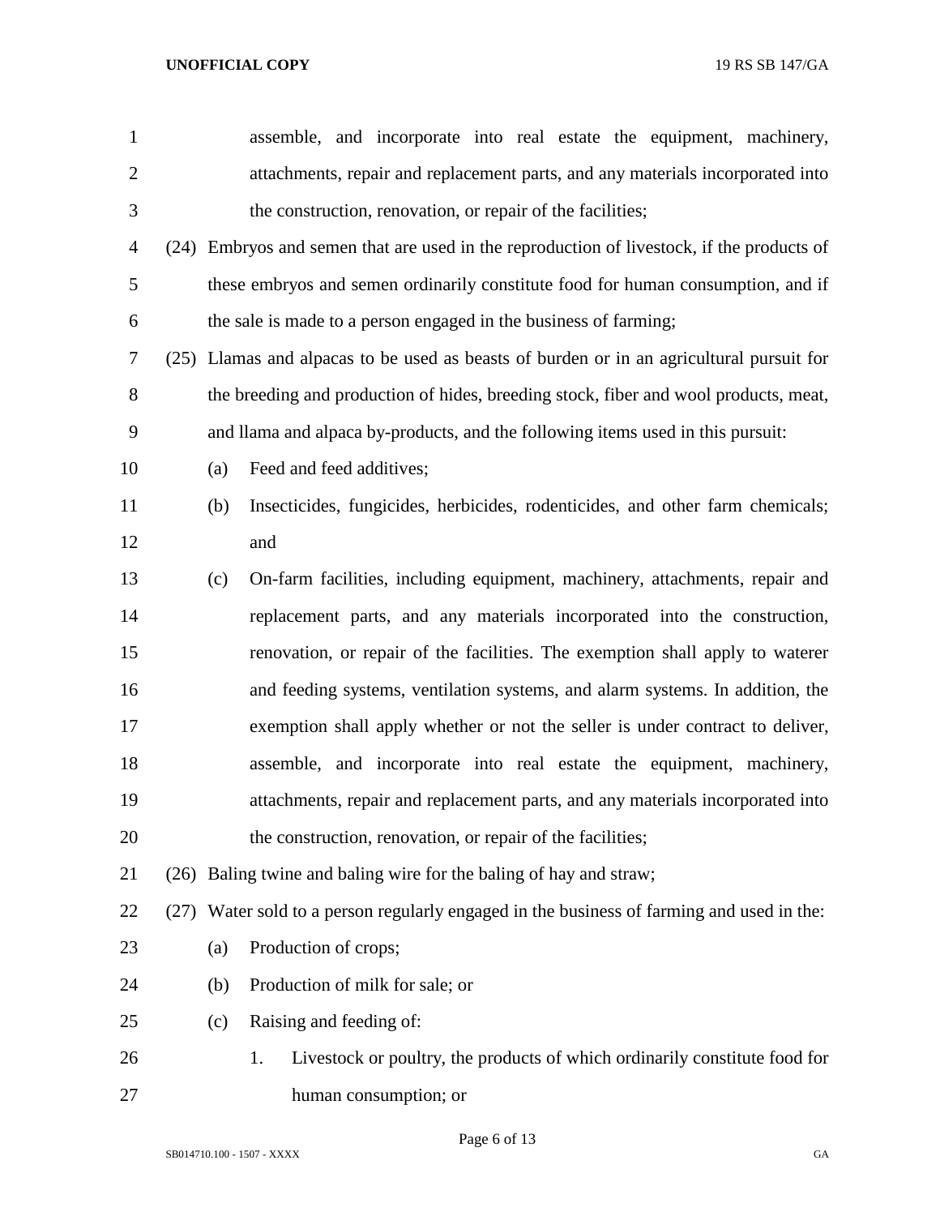assemble, and incorporate into real estate the equipment, machinery, attachments, repair and replacement parts, and any materials incorporated into the construction, renovation, or repair of the facilities;

(24) Embryos and semen that are used in the reproduction of livestock, if the products of these embryos and semen ordinarily constitute food for human consumption, and if the sale is made to a person engaged in the business of farming;

(25) Llamas and alpacas to be used as beasts of burden or in an agricultural pursuit for the breeding and production of hides, breeding stock, fiber and wool products, meat, and llama and alpaca by-products, and the following items used in this pursuit:

(a) Feed and feed additives;

(b) Insecticides, fungicides, herbicides, rodenticides, and other farm chemicals; and

(c) On-farm facilities, including equipment, machinery, attachments, repair and replacement parts, and any materials incorporated into the construction, renovation, or repair of the facilities. The exemption shall apply to waterer and feeding systems, ventilation systems, and alarm systems. In addition, the exemption shall apply whether or not the seller is under contract to deliver, assemble, and incorporate into real estate the equipment, machinery, attachments, repair and replacement parts, and any materials incorporated into the construction, renovation, or repair of the facilities;

(26) Baling twine and baling wire for the baling of hay and straw;

(27) Water sold to a person regularly engaged in the business of farming and used in the:

(a) Production of crops;

(b) Production of milk for sale; or

(c) Raising and feeding of:

1. Livestock or poultry, the products of which ordinarily constitute food for human consumption; or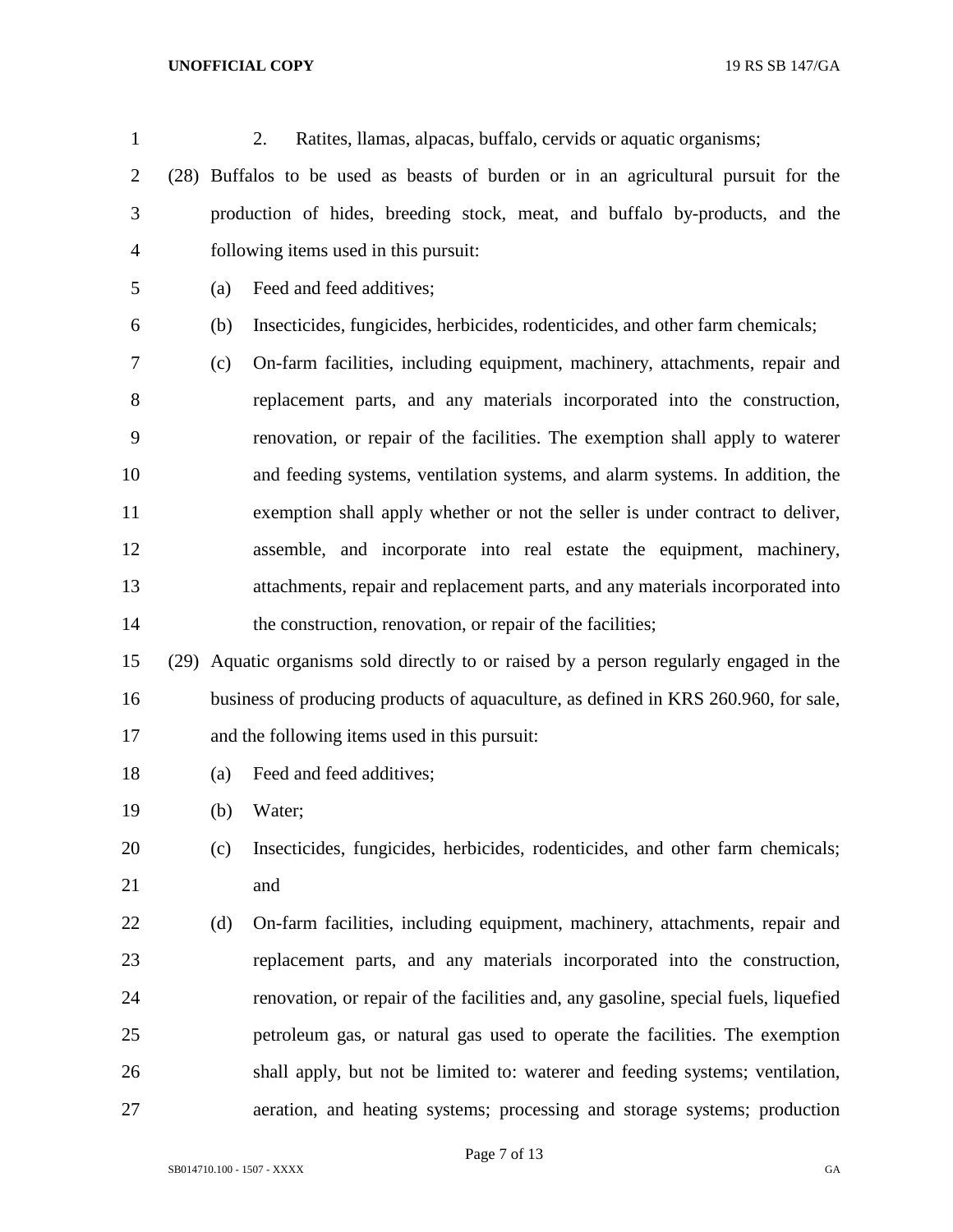2. Ratites, llamas, alpacas, buffalo, cervids or aquatic organisms;

(28) Buffalos to be used as beasts of burden or in an agricultural pursuit for the production of hides, breeding stock, meat, and buffalo by-products, and the following items used in this pursuit:

(a) Feed and feed additives;

(b) Insecticides, fungicides, herbicides, rodenticides, and other farm chemicals;

(c) On-farm facilities, including equipment, machinery, attachments, repair and replacement parts, and any materials incorporated into the construction, renovation, or repair of the facilities. The exemption shall apply to waterer and feeding systems, ventilation systems, and alarm systems. In addition, the exemption shall apply whether or not the seller is under contract to deliver, assemble, and incorporate into real estate the equipment, machinery, attachments, repair and replacement parts, and any materials incorporated into the construction, renovation, or repair of the facilities;

(29) Aquatic organisms sold directly to or raised by a person regularly engaged in the business of producing products of aquaculture, as defined in KRS 260.960, for sale, and the following items used in this pursuit:

(a) Feed and feed additives;

(b) Water;

(c) Insecticides, fungicides, herbicides, rodenticides, and other farm chemicals; and

(d) On-farm facilities, including equipment, machinery, attachments, repair and replacement parts, and any materials incorporated into the construction, renovation, or repair of the facilities and, any gasoline, special fuels, liquefied petroleum gas, or natural gas used to operate the facilities. The exemption shall apply, but not be limited to: waterer and feeding systems; ventilation, aeration, and heating systems; processing and storage systems; production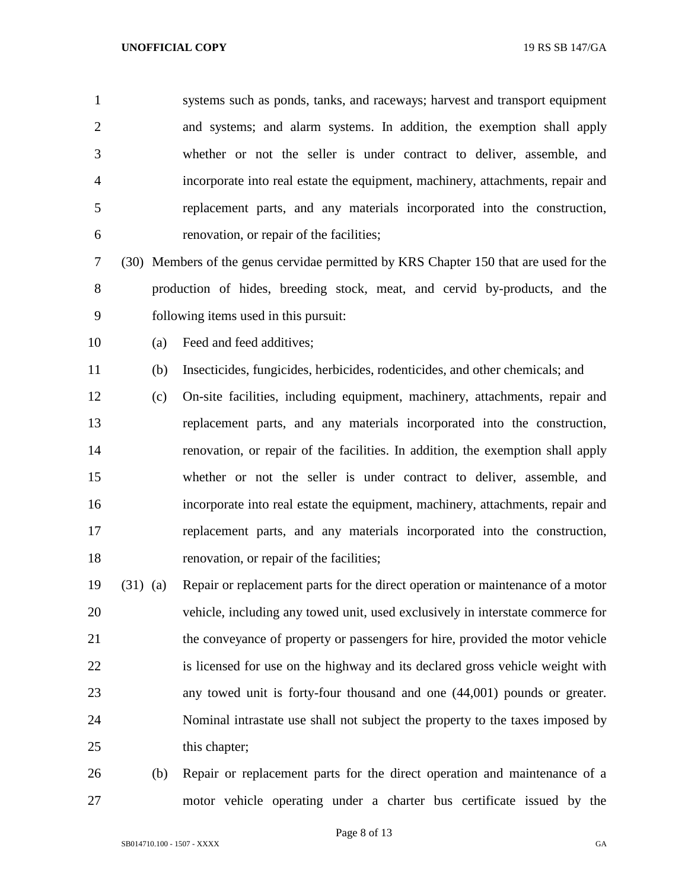systems such as ponds, tanks, and raceways; harvest and transport equipment and systems; and alarm systems. In addition, the exemption shall apply whether or not the seller is under contract to deliver, assemble, and incorporate into real estate the equipment, machinery, attachments, repair and replacement parts, and any materials incorporated into the construction, renovation, or repair of the facilities;

(30) Members of the genus cervidae permitted by KRS Chapter 150 that are used for the production of hides, breeding stock, meat, and cervid by-products, and the following items used in this pursuit:

(a) Feed and feed additives;

(b) Insecticides, fungicides, herbicides, rodenticides, and other chemicals; and

(c) On-site facilities, including equipment, machinery, attachments, repair and replacement parts, and any materials incorporated into the construction, renovation, or repair of the facilities. In addition, the exemption shall apply whether or not the seller is under contract to deliver, assemble, and incorporate into real estate the equipment, machinery, attachments, repair and replacement parts, and any materials incorporated into the construction, renovation, or repair of the facilities;

(31) (a) Repair or replacement parts for the direct operation or maintenance of a motor vehicle, including any towed unit, used exclusively in interstate commerce for the conveyance of property or passengers for hire, provided the motor vehicle is licensed for use on the highway and its declared gross vehicle weight with any towed unit is forty-four thousand and one (44,001) pounds or greater. Nominal intrastate use shall not subject the property to the taxes imposed by this chapter;

(b) Repair or replacement parts for the direct operation and maintenance of a motor vehicle operating under a charter bus certificate issued by the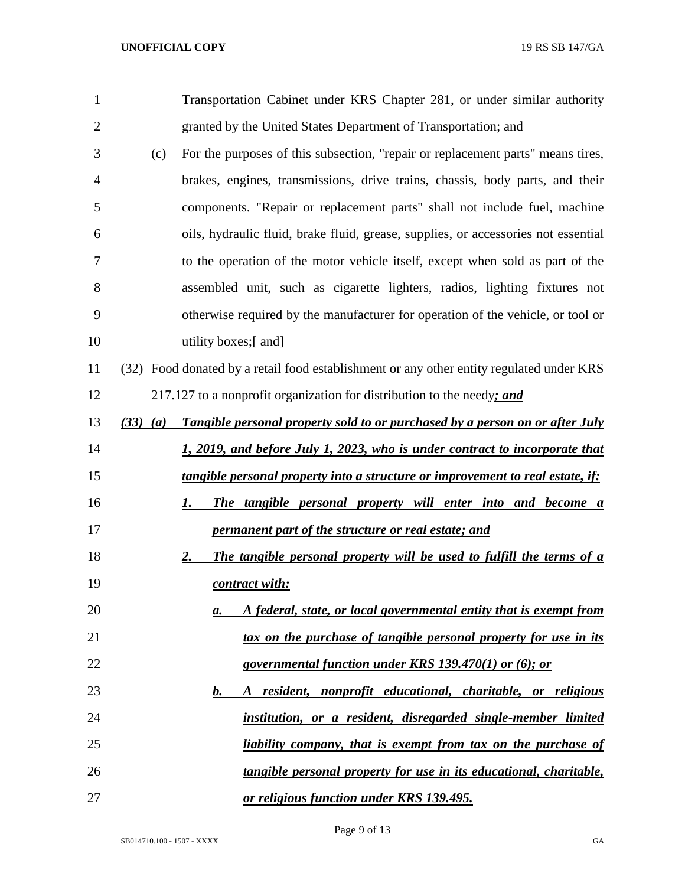Transportation Cabinet under KRS Chapter 281, or under similar authority granted by the United States Department of Transportation; and

(c) For the purposes of this subsection, "repair or replacement parts" means tires, brakes, engines, transmissions, drive trains, chassis, body parts, and their components. "Repair or replacement parts" shall not include fuel, machine oils, hydraulic fluid, brake fluid, grease, supplies, or accessories not essential to the operation of the motor vehicle itself, except when sold as part of the assembled unit, such as cigarette lighters, radios, lighting fixtures not otherwise required by the manufacturer for operation of the vehicle, or tool or utility boxes;~~[ and]~~

(32) Food donated by a retail food establishment or any other entity regulated under KRS 217.127 to a nonprofit organization for distribution to the needy***; and***

***(33) (a) Tangible personal property sold to or purchased by a person on or after July 1, 2019, and before July 1, 2023, who is under contract to incorporate that tangible personal property into a structure or improvement to real estate, if:***

***1. The tangible personal property will enter into and become a permanent part of the structure or real estate; and***

***2. The tangible personal property will be used to fulfill the terms of a contract with:***

***a. A federal, state, or local governmental entity that is exempt from tax on the purchase of tangible personal property for use in its governmental function under KRS 139.470(1) or (6); or***

***b. A resident, nonprofit educational, charitable, or religious institution, or a resident, disregarded single-member limited liability company, that is exempt from tax on the purchase of tangible personal property for use in its educational, charitable, or religious function under KRS 139.495.***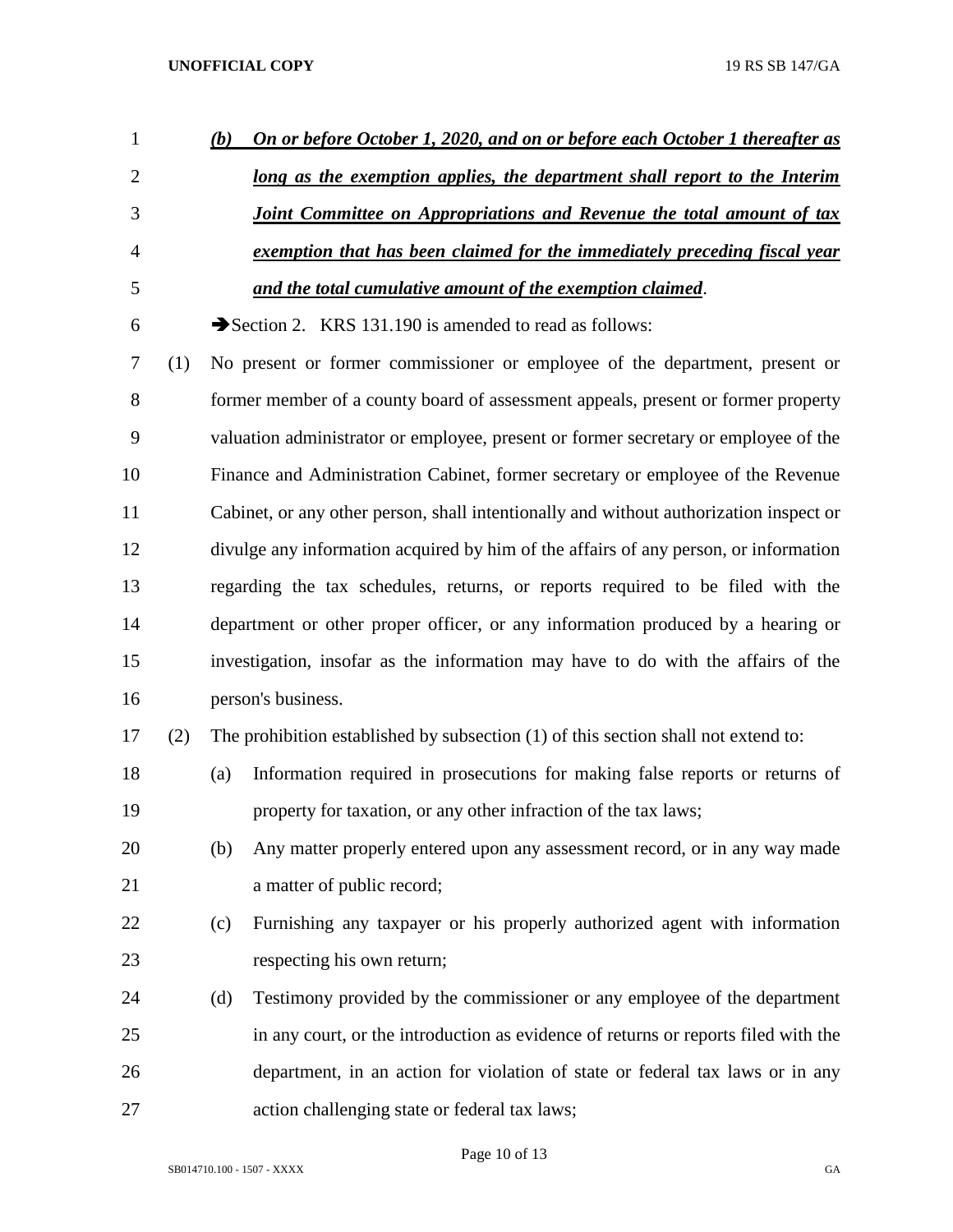*__(b) On or before October 1, 2020, and on or before each October 1 thereafter as long as the exemption applies, the department shall report to the Interim Joint Committee on Appropriations and Revenue the total amount of tax exemption that has been claimed for the immediately preceding fiscal year and the total cumulative amount of the exemption claimed__*.

➔Section 2. KRS 131.190 is amended to read as follows:

(1) No present or former commissioner or employee of the department, present or former member of a county board of assessment appeals, present or former property valuation administrator or employee, present or former secretary or employee of the Finance and Administration Cabinet, former secretary or employee of the Revenue Cabinet, or any other person, shall intentionally and without authorization inspect or divulge any information acquired by him of the affairs of any person, or information regarding the tax schedules, returns, or reports required to be filed with the department or other proper officer, or any information produced by a hearing or investigation, insofar as the information may have to do with the affairs of the person's business.

(2) The prohibition established by subsection (1) of this section shall not extend to:

(a) Information required in prosecutions for making false reports or returns of property for taxation, or any other infraction of the tax laws;

(b) Any matter properly entered upon any assessment record, or in any way made a matter of public record;

(c) Furnishing any taxpayer or his properly authorized agent with information respecting his own return;

(d) Testimony provided by the commissioner or any employee of the department in any court, or the introduction as evidence of returns or reports filed with the department, in an action for violation of state or federal tax laws or in any action challenging state or federal tax laws;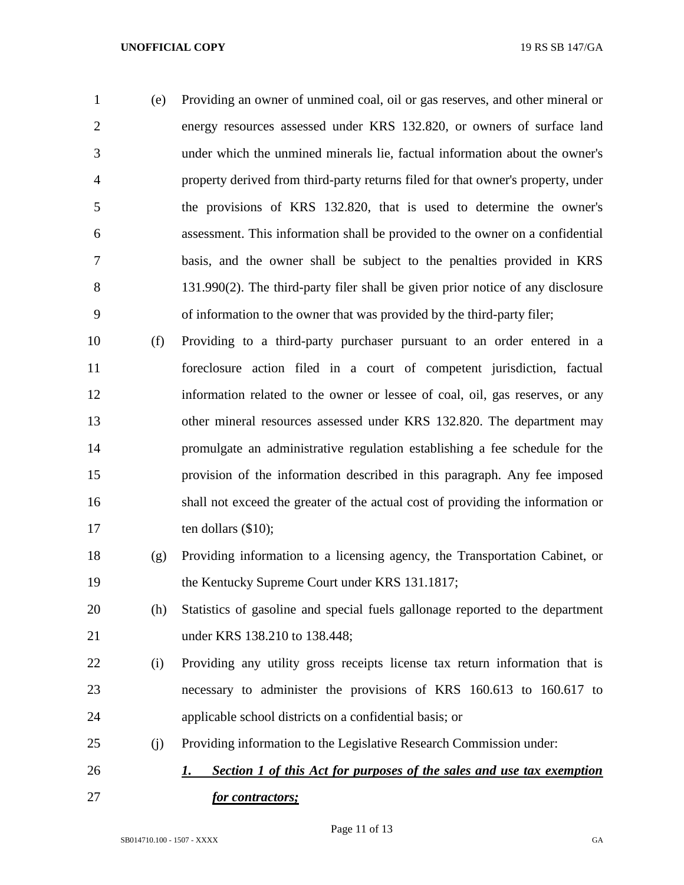(e) Providing an owner of unmined coal, oil or gas reserves, and other mineral or energy resources assessed under KRS 132.820, or owners of surface land under which the unmined minerals lie, factual information about the owner's property derived from third-party returns filed for that owner's property, under the provisions of KRS 132.820, that is used to determine the owner's assessment. This information shall be provided to the owner on a confidential basis, and the owner shall be subject to the penalties provided in KRS 131.990(2). The third-party filer shall be given prior notice of any disclosure of information to the owner that was provided by the third-party filer;

(f) Providing to a third-party purchaser pursuant to an order entered in a foreclosure action filed in a court of competent jurisdiction, factual information related to the owner or lessee of coal, oil, gas reserves, or any other mineral resources assessed under KRS 132.820. The department may promulgate an administrative regulation establishing a fee schedule for the provision of the information described in this paragraph. Any fee imposed shall not exceed the greater of the actual cost of providing the information or ten dollars ($10);

(g) Providing information to a licensing agency, the Transportation Cabinet, or the Kentucky Supreme Court under KRS 131.1817;

(h) Statistics of gasoline and special fuels gallonage reported to the department under KRS 138.210 to 138.448;

(i) Providing any utility gross receipts license tax return information that is necessary to administer the provisions of KRS 160.613 to 160.617 to applicable school districts on a confidential basis; or

(j) Providing information to the Legislative Research Commission under:

<u>***1. Section 1 of this Act for purposes of the sales and use tax exemption for contractors;***</u>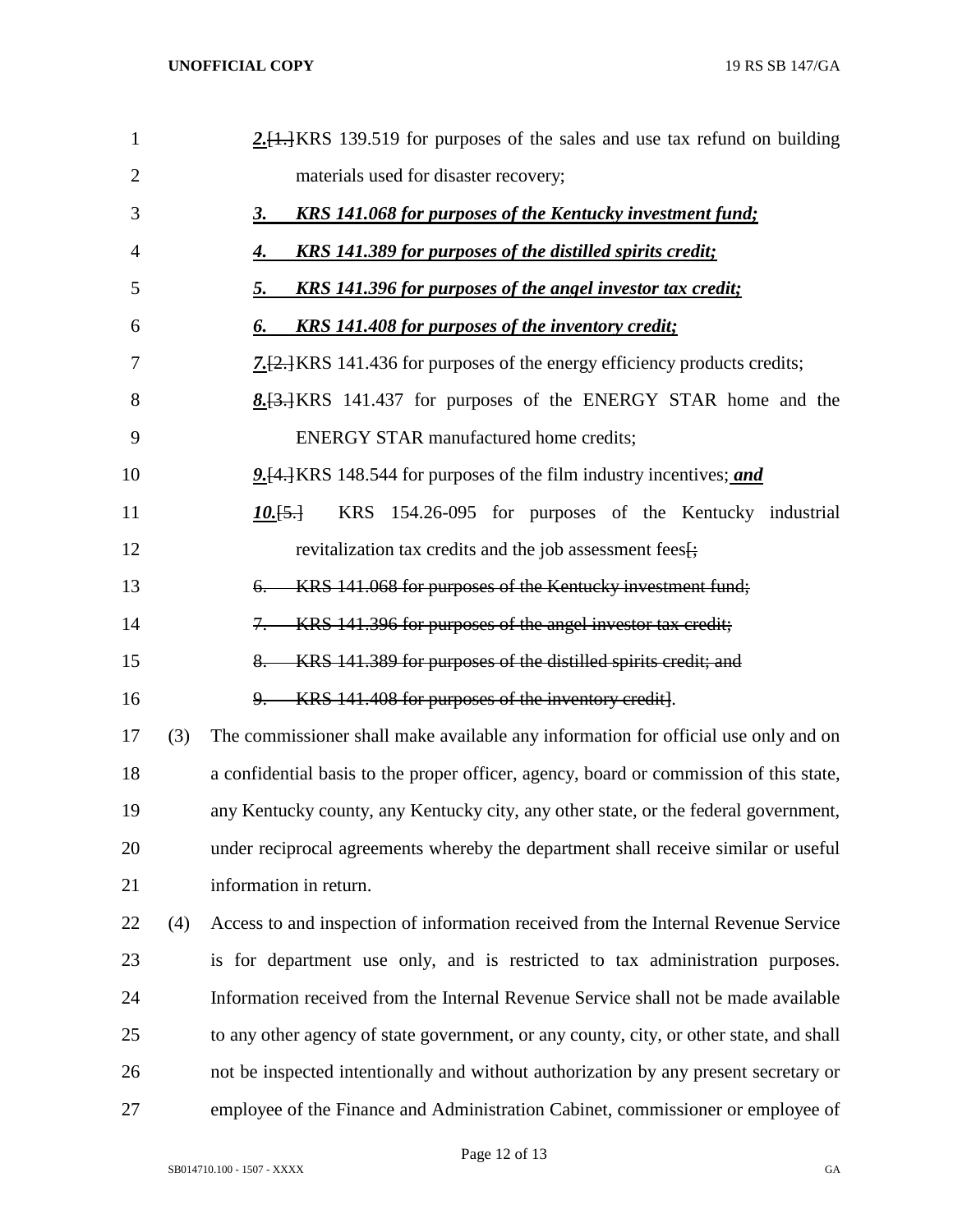2.[1.]KRS 139.519 for purposes of the sales and use tax refund on building materials used for disaster recovery;

***3. KRS 141.068 for purposes of the Kentucky investment fund;***

***4. KRS 141.389 for purposes of the distilled spirits credit;***

***5. KRS 141.396 for purposes of the angel investor tax credit;***

***6. KRS 141.408 for purposes of the inventory credit;***

***7.***[2.]KRS 141.436 for purposes of the energy efficiency products credits;

***8.***[3.]KRS 141.437 for purposes of the ENERGY STAR home and the ENERGY STAR manufactured home credits;

***9.***[4.]KRS 148.544 for purposes of the film industry incentives; ***and***

***10.***[5.] KRS 154.26-095 for purposes of the Kentucky industrial revitalization tax credits and the job assessment fees[;

~~6. KRS 141.068 for purposes of the Kentucky investment fund;~~

~~7. KRS 141.396 for purposes of the angel investor tax credit;~~

~~8. KRS 141.389 for purposes of the distilled spirits credit; and~~

~~9. KRS 141.408 for purposes of the inventory credit~~].

(3) The commissioner shall make available any information for official use only and on a confidential basis to the proper officer, agency, board or commission of this state, any Kentucky county, any Kentucky city, any other state, or the federal government, under reciprocal agreements whereby the department shall receive similar or useful information in return.

(4) Access to and inspection of information received from the Internal Revenue Service is for department use only, and is restricted to tax administration purposes. Information received from the Internal Revenue Service shall not be made available to any other agency of state government, or any county, city, or other state, and shall not be inspected intentionally and without authorization by any present secretary or employee of the Finance and Administration Cabinet, commissioner or employee of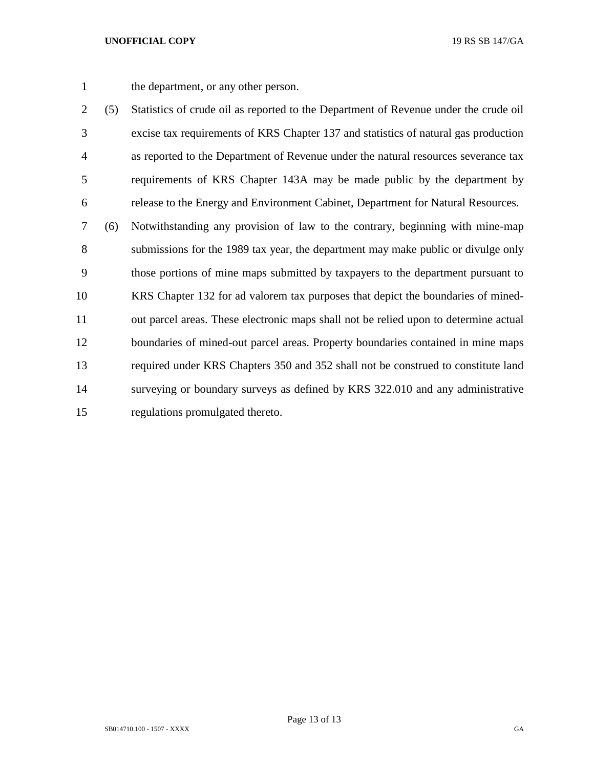the department, or any other person.

(5) Statistics of crude oil as reported to the Department of Revenue under the crude oil excise tax requirements of KRS Chapter 137 and statistics of natural gas production as reported to the Department of Revenue under the natural resources severance tax requirements of KRS Chapter 143A may be made public by the department by release to the Energy and Environment Cabinet, Department for Natural Resources.

(6) Notwithstanding any provision of law to the contrary, beginning with mine-map submissions for the 1989 tax year, the department may make public or divulge only those portions of mine maps submitted by taxpayers to the department pursuant to KRS Chapter 132 for ad valorem tax purposes that depict the boundaries of mined-out parcel areas. These electronic maps shall not be relied upon to determine actual boundaries of mined-out parcel areas. Property boundaries contained in mine maps required under KRS Chapters 350 and 352 shall not be construed to constitute land surveying or boundary surveys as defined by KRS 322.010 and any administrative regulations promulgated thereto.